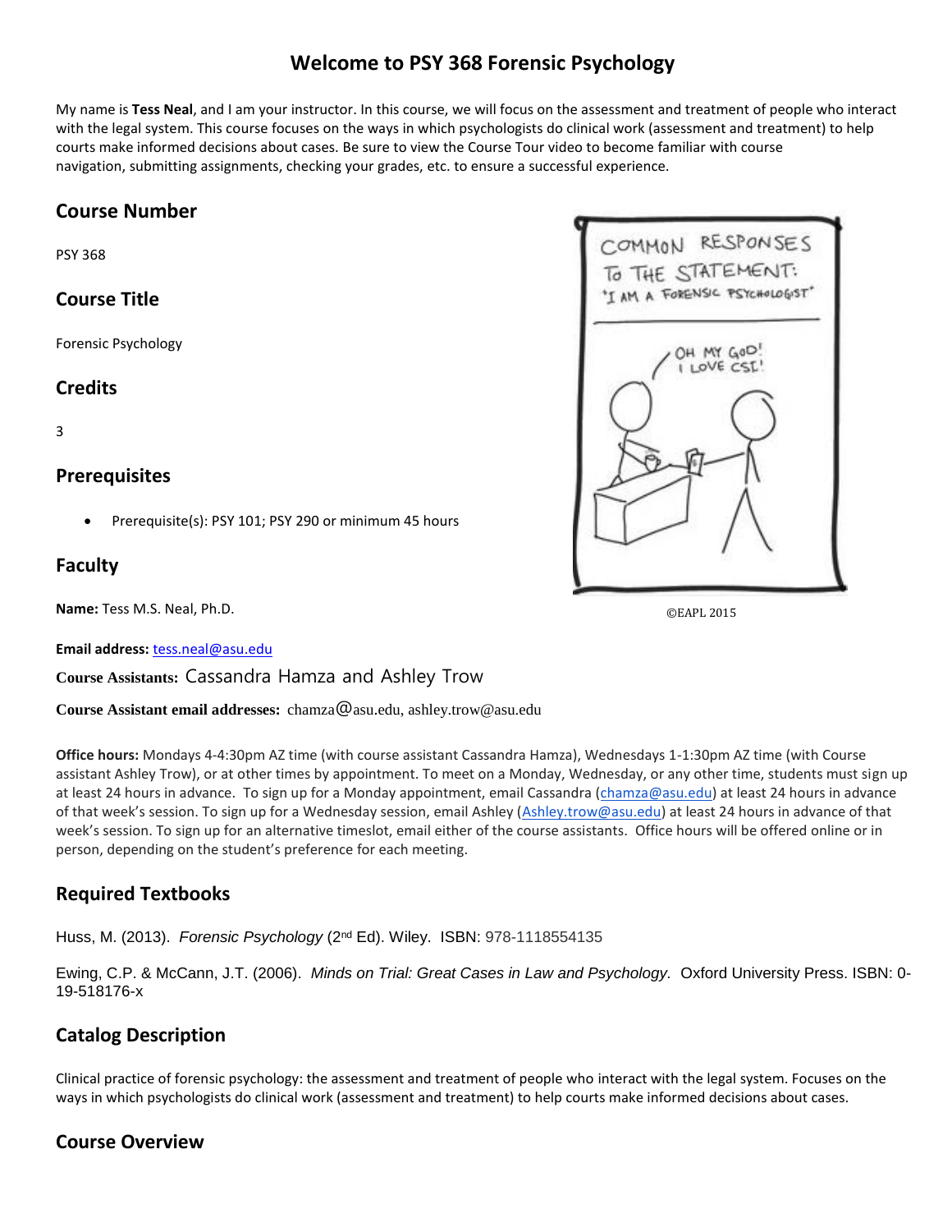# Welcome to PSY 368 Forensic Psychology

My name is **Tess Neal**, and I am your instructor. In this course, we will focus on the assessment and treatment of people who interact with the legal system. This course focuses on the ways in which psychologists do clinical work (assessment and treatment) to help courts make informed decisions about cases. Be sure to view the Course Tour video to become familiar with course navigation, submitting assignments, checking your grades, etc. to ensure a successful experience.

## Course Number

PSY 368

## Course Title

Forensic Psychology

## Credits

3

## Prerequisites

- Prerequisite(s): PSY 101; PSY 290 or minimum 45 hours

©EAPL 2015

## Faculty

**Name:** Tess M.S. Neal, Ph.D.

**Email address:** tess.neal@asu.edu

**Course Assistants:** Cassandra Hamza and Ashley Trow

**Course Assistant email addresses:** chamza@asu.edu, ashley.trow@asu.edu

**Office hours:** Mondays 4-4:30pm AZ time (with course assistant Cassandra Hamza), Wednesdays 1-1:30pm AZ time (with Course assistant Ashley Trow), or at other times by appointment. To meet on a Monday, Wednesday, or any other time, students must sign up at least 24 hours in advance. To sign up for a Monday appointment, email Cassandra (chamza@asu.edu) at least 24 hours in advance of that week's session. To sign up for a Wednesday session, email Ashley (Ashley.trow@asu.edu) at least 24 hours in advance of that week's session. To sign up for an alternative timeslot, email either of the course assistants. Office hours will be offered online or in person, depending on the student's preference for each meeting.

## Required Textbooks

Huss, M. (2013). *Forensic Psychology* (2nd Ed). Wiley. ISBN: 978-1118554135

Ewing, C.P. & McCann, J.T. (2006). *Minds on Trial: Great Cases in Law and Psychology.* Oxford University Press. ISBN: 0-19-518176-x

## Catalog Description

Clinical practice of forensic psychology: the assessment and treatment of people who interact with the legal system. Focuses on the ways in which psychologists do clinical work (assessment and treatment) to help courts make informed decisions about cases.

## Course Overview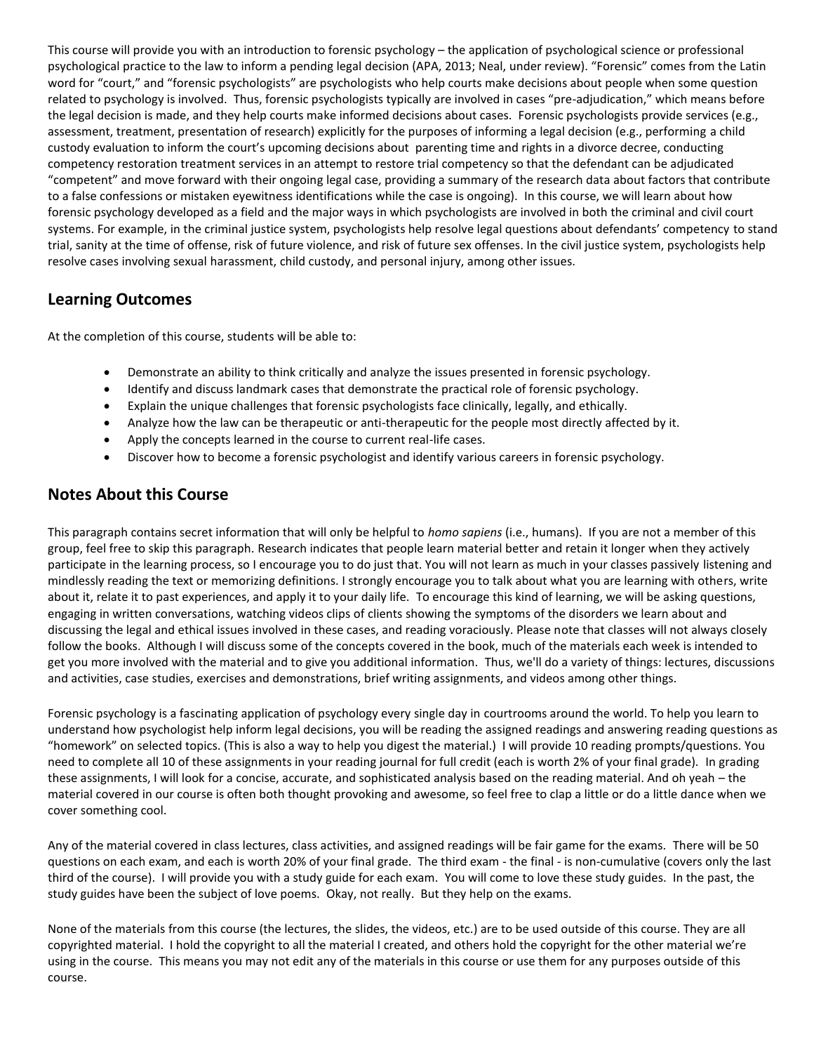This course will provide you with an introduction to forensic psychology – the application of psychological science or professional psychological practice to the law to inform a pending legal decision (APA, 2013; Neal, under review). "Forensic" comes from the Latin word for "court," and "forensic psychologists" are psychologists who help courts make decisions about people when some question related to psychology is involved. Thus, forensic psychologists typically are involved in cases "pre-adjudication," which means before the legal decision is made, and they help courts make informed decisions about cases. Forensic psychologists provide services (e.g., assessment, treatment, presentation of research) explicitly for the purposes of informing a legal decision (e.g., performing a child custody evaluation to inform the court's upcoming decisions about parenting time and rights in a divorce decree, conducting competency restoration treatment services in an attempt to restore trial competency so that the defendant can be adjudicated "competent" and move forward with their ongoing legal case, providing a summary of the research data about factors that contribute to a false confessions or mistaken eyewitness identifications while the case is ongoing). In this course, we will learn about how forensic psychology developed as a field and the major ways in which psychologists are involved in both the criminal and civil court systems. For example, in the criminal justice system, psychologists help resolve legal questions about defendants' competency to stand trial, sanity at the time of offense, risk of future violence, and risk of future sex offenses. In the civil justice system, psychologists help resolve cases involving sexual harassment, child custody, and personal injury, among other issues.

## Learning Outcomes

At the completion of this course, students will be able to:

- Demonstrate an ability to think critically and analyze the issues presented in forensic psychology.
- Identify and discuss landmark cases that demonstrate the practical role of forensic psychology.
- Explain the unique challenges that forensic psychologists face clinically, legally, and ethically.
- Analyze how the law can be therapeutic or anti-therapeutic for the people most directly affected by it.
- Apply the concepts learned in the course to current real-life cases.
- Discover how to become a forensic psychologist and identify various careers in forensic psychology.

## Notes About this Course

This paragraph contains secret information that will only be helpful to *homo sapiens* (i.e., humans). If you are not a member of this group, feel free to skip this paragraph. Research indicates that people learn material better and retain it longer when they actively participate in the learning process, so I encourage you to do just that. You will not learn as much in your classes passively listening and mindlessly reading the text or memorizing definitions. I strongly encourage you to talk about what you are learning with others, write about it, relate it to past experiences, and apply it to your daily life. To encourage this kind of learning, we will be asking questions, engaging in written conversations, watching videos clips of clients showing the symptoms of the disorders we learn about and discussing the legal and ethical issues involved in these cases, and reading voraciously. Please note that classes will not always closely follow the books. Although I will discuss some of the concepts covered in the book, much of the materials each week is intended to get you more involved with the material and to give you additional information. Thus, we'll do a variety of things: lectures, discussions and activities, case studies, exercises and demonstrations, brief writing assignments, and videos among other things.

Forensic psychology is a fascinating application of psychology every single day in courtrooms around the world. To help you learn to understand how psychologist help inform legal decisions, you will be reading the assigned readings and answering reading questions as "homework" on selected topics. (This is also a way to help you digest the material.) I will provide 10 reading prompts/questions. You need to complete all 10 of these assignments in your reading journal for full credit (each is worth 2% of your final grade). In grading these assignments, I will look for a concise, accurate, and sophisticated analysis based on the reading material. And oh yeah – the material covered in our course is often both thought provoking and awesome, so feel free to clap a little or do a little dance when we cover something cool.

Any of the material covered in class lectures, class activities, and assigned readings will be fair game for the exams. There will be 50 questions on each exam, and each is worth 20% of your final grade. The third exam - the final - is non-cumulative (covers only the last third of the course). I will provide you with a study guide for each exam. You will come to love these study guides. In the past, the study guides have been the subject of love poems. Okay, not really. But they help on the exams.

None of the materials from this course (the lectures, the slides, the videos, etc.) are to be used outside of this course. They are all copyrighted material. I hold the copyright to all the material I created, and others hold the copyright for the other material we're using in the course. This means you may not edit any of the materials in this course or use them for any purposes outside of this course.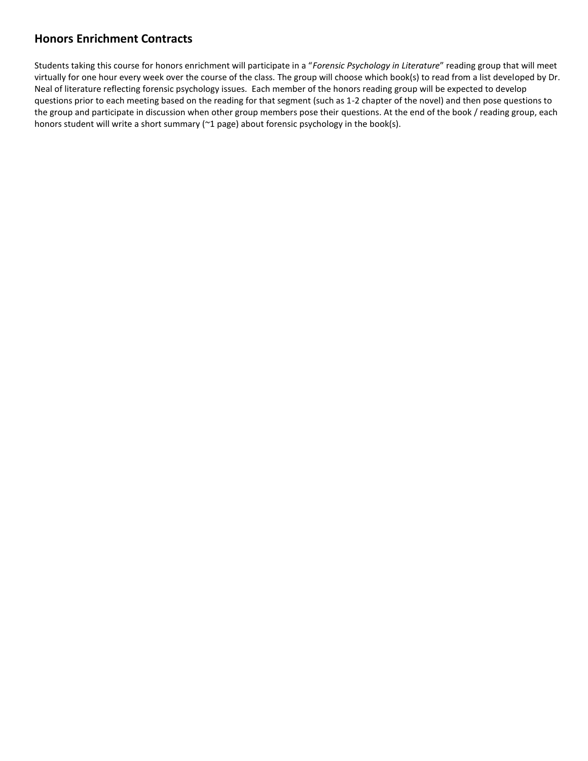## Honors Enrichment Contracts

Students taking this course for honors enrichment will participate in a "*Forensic Psychology in Literature*" reading group that will meet virtually for one hour every week over the course of the class. The group will choose which book(s) to read from a list developed by Dr. Neal of literature reflecting forensic psychology issues. Each member of the honors reading group will be expected to develop questions prior to each meeting based on the reading for that segment (such as 1-2 chapter of the novel) and then pose questions to the group and participate in discussion when other group members pose their questions. At the end of the book / reading group, each honors student will write a short summary (~1 page) about forensic psychology in the book(s).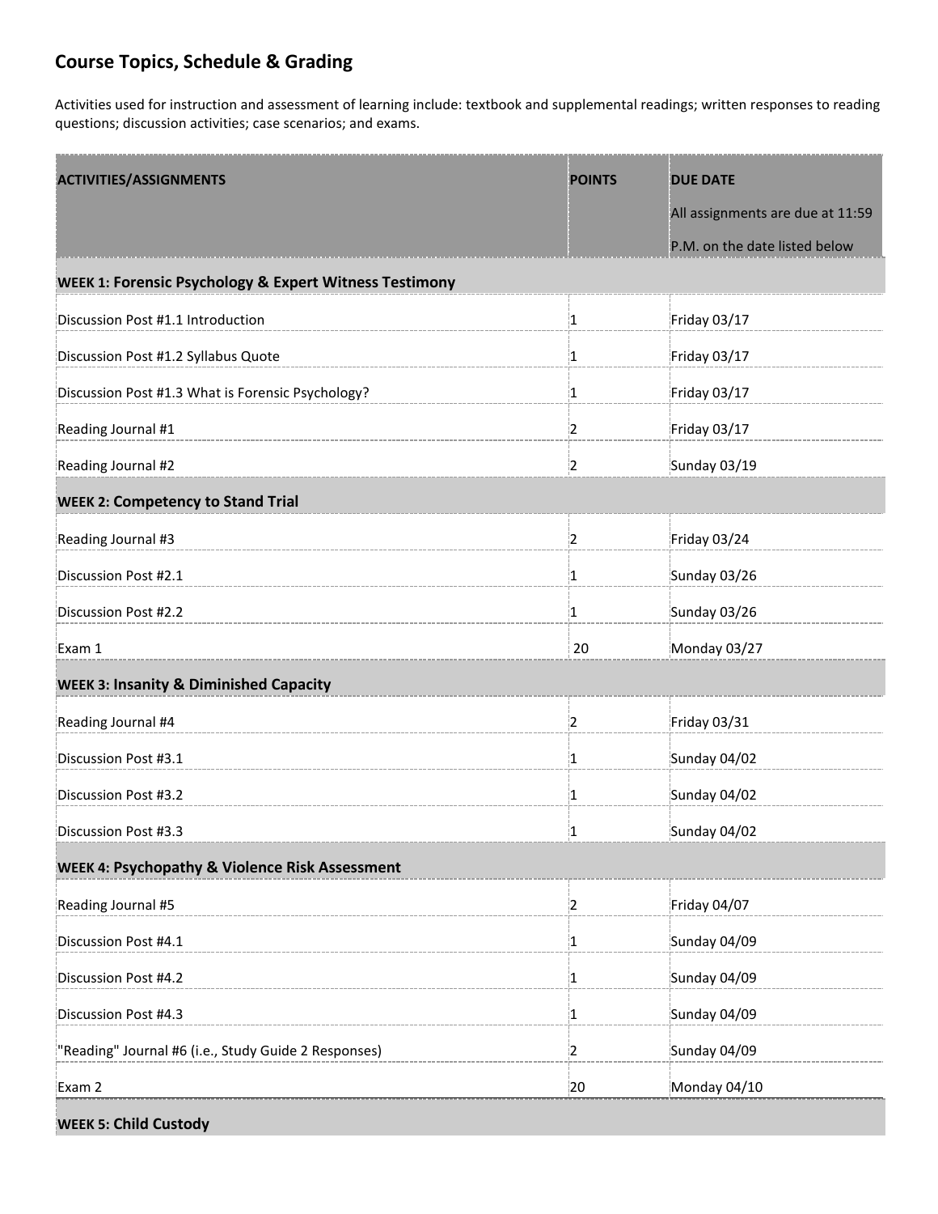## Course Topics, Schedule & Grading

Activities used for instruction and assessment of learning include: textbook and supplemental readings; written responses to reading questions; discussion activities; case scenarios; and exams.

| ACTIVITIES/ASSIGNMENTS | POINTS | DUE DATE All assignments are due at 11:59 P.M. on the date listed below |
|---|---|---|
| **WEEK 1: Forensic Psychology & Expert Witness Testimony** | | |
| Discussion Post #1.1 Introduction | 1 | Friday 03/17 |
| Discussion Post #1.2 Syllabus Quote | 1 | Friday 03/17 |
| Discussion Post #1.3 What is Forensic Psychology? | 1 | Friday 03/17 |
| Reading Journal #1 | 2 | Friday 03/17 |
| Reading Journal #2 | 2 | Sunday 03/19 |
| **WEEK 2: Competency to Stand Trial** | | |
| Reading Journal #3 | 2 | Friday 03/24 |
| Discussion Post #2.1 | 1 | Sunday 03/26 |
| Discussion Post #2.2 | 1 | Sunday 03/26 |
| Exam 1 | 20 | Monday 03/27 |
| **WEEK 3: Insanity & Diminished Capacity** | | |
| Reading Journal #4 | 2 | Friday 03/31 |
| Discussion Post #3.1 | 1 | Sunday 04/02 |
| Discussion Post #3.2 | 1 | Sunday 04/02 |
| Discussion Post #3.3 | 1 | Sunday 04/02 |
| **WEEK 4: Psychopathy & Violence Risk Assessment** | | |
| Reading Journal #5 | 2 | Friday 04/07 |
| Discussion Post #4.1 | 1 | Sunday 04/09 |
| Discussion Post #4.2 | 1 | Sunday 04/09 |
| Discussion Post #4.3 | 1 | Sunday 04/09 |
| "Reading" Journal #6 (i.e., Study Guide 2 Responses) | 2 | Sunday 04/09 |
| Exam 2 | 20 | Monday 04/10 |
| **WEEK 5: Child Custody** | | |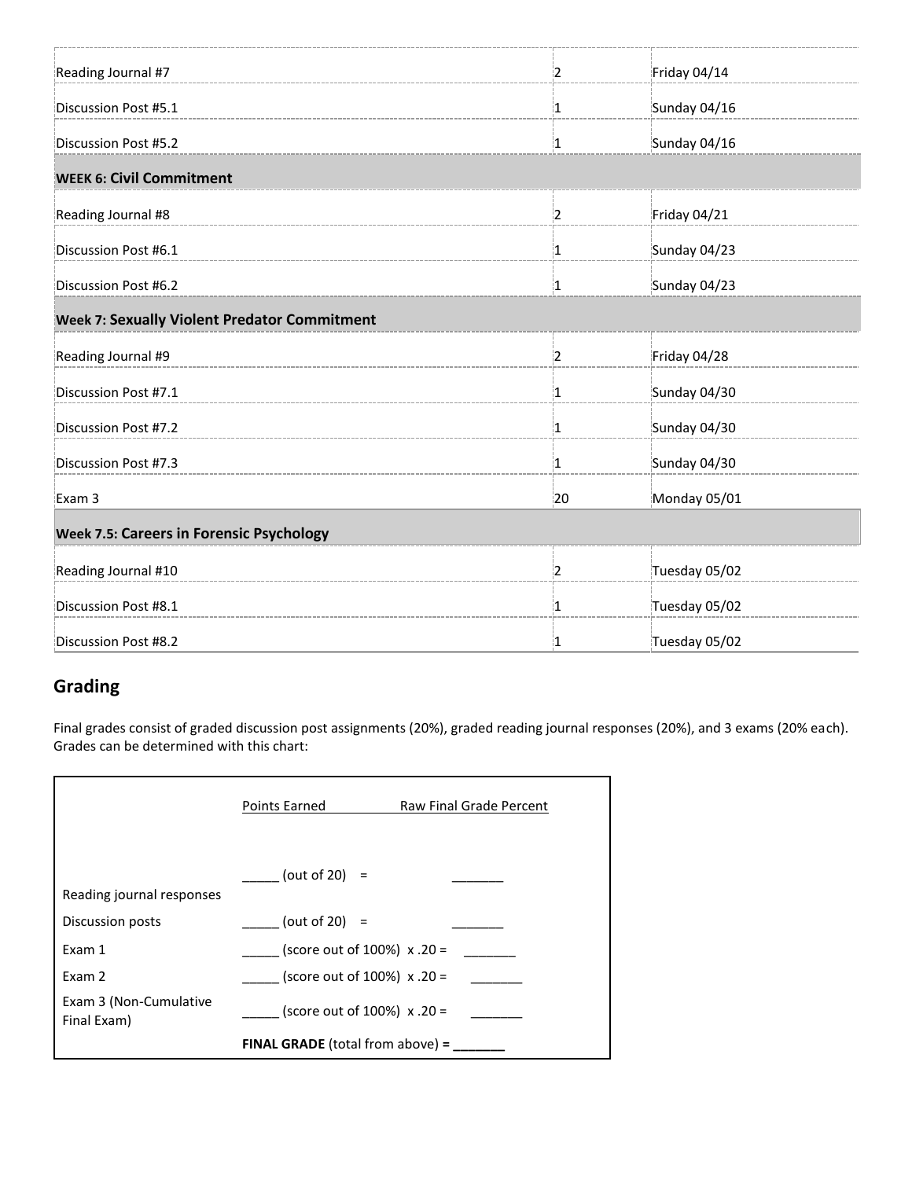| | | |
|---|---|---|
| Reading Journal #7 | 2 | Friday 04/14 |
| Discussion Post #5.1 | 1 | Sunday 04/16 |
| Discussion Post #5.2 | 1 | Sunday 04/16 |
| **WEEK 6: Civil Commitment** | | |
| Reading Journal #8 | 2 | Friday 04/21 |
| Discussion Post #6.1 | 1 | Sunday 04/23 |
| Discussion Post #6.2 | 1 | Sunday 04/23 |
| **Week 7: Sexually Violent Predator Commitment** | | |
| Reading Journal #9 | 2 | Friday 04/28 |
| Discussion Post #7.1 | 1 | Sunday 04/30 |
| Discussion Post #7.2 | 1 | Sunday 04/30 |
| Discussion Post #7.3 | 1 | Sunday 04/30 |
| Exam 3 | 20 | Monday 05/01 |
| **Week 7.5: Careers in Forensic Psychology** | | |
| Reading Journal #10 | 2 | Tuesday 05/02 |
| Discussion Post #8.1 | 1 | Tuesday 05/02 |
| Discussion Post #8.2 | 1 | Tuesday 05/02 |

## Grading

Final grades consist of graded discussion post assignments (20%), graded reading journal responses (20%), and 3 exams (20% each). Grades can be determined with this chart:

| | Points Earned | Raw Final Grade Percent |
|---|---|---|
| Reading journal responses | _____ (out of 20) = | _______ |
| Discussion posts | _____ (out of 20) = | _______ |
| Exam 1 | _____ (score out of 100%) x .20 = | _______ |
| Exam 2 | _____ (score out of 100%) x .20 = | _______ |
| Exam 3 (Non-Cumulative Final Exam) | _____ (score out of 100%) x .20 = | _______ |
| | **FINAL GRADE** (total from above) = | _______ |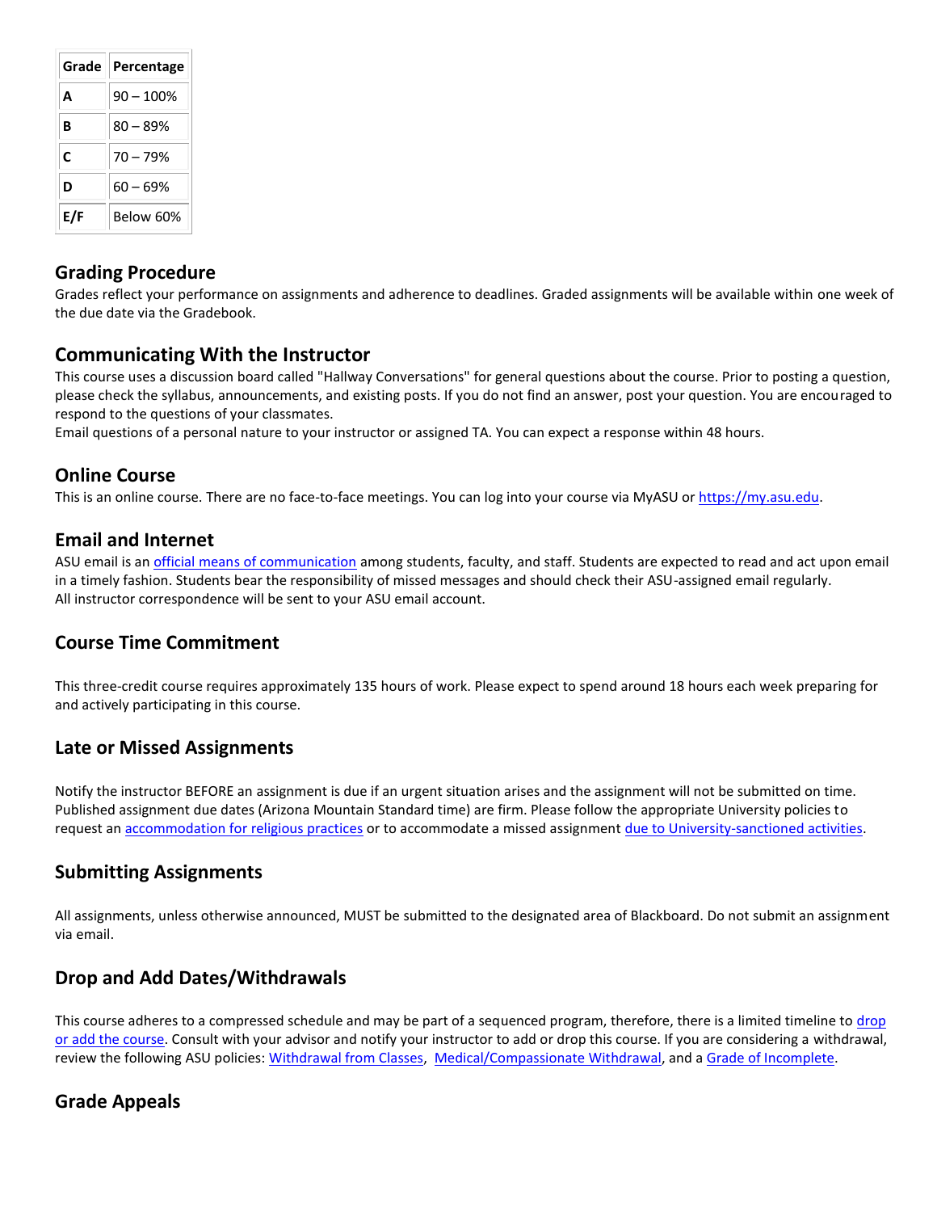| Grade | Percentage |
|---|---|
| **A** | 90 – 100% |
| **B** | 80 – 89% |
| **C** | 70 – 79% |
| **D** | 60 – 69% |
| **E/F** | Below 60% |

## Grading Procedure

Grades reflect your performance on assignments and adherence to deadlines. Graded assignments will be available within one week of the due date via the Gradebook.

## Communicating With the Instructor

This course uses a discussion board called "Hallway Conversations" for general questions about the course. Prior to posting a question, please check the syllabus, announcements, and existing posts. If you do not find an answer, post your question. You are encouraged to respond to the questions of your classmates.
Email questions of a personal nature to your instructor or assigned TA. You can expect a response within 48 hours.

## Online Course

This is an online course. There are no face-to-face meetings. You can log into your course via MyASU or https://my.asu.edu.

## Email and Internet

ASU email is an official means of communication among students, faculty, and staff. Students are expected to read and act upon email in a timely fashion. Students bear the responsibility of missed messages and should check their ASU-assigned email regularly.
All instructor correspondence will be sent to your ASU email account.

## Course Time Commitment

This three-credit course requires approximately 135 hours of work. Please expect to spend around 18 hours each week preparing for and actively participating in this course.

## Late or Missed Assignments

Notify the instructor BEFORE an assignment is due if an urgent situation arises and the assignment will not be submitted on time. Published assignment due dates (Arizona Mountain Standard time) are firm. Please follow the appropriate University policies to request an accommodation for religious practices or to accommodate a missed assignment due to University-sanctioned activities.

## Submitting Assignments

All assignments, unless otherwise announced, MUST be submitted to the designated area of Blackboard. Do not submit an assignment via email.

## Drop and Add Dates/Withdrawals

This course adheres to a compressed schedule and may be part of a sequenced program, therefore, there is a limited timeline to drop or add the course. Consult with your advisor and notify your instructor to add or drop this course. If you are considering a withdrawal, review the following ASU policies: Withdrawal from Classes, Medical/Compassionate Withdrawal, and a Grade of Incomplete.

## Grade Appeals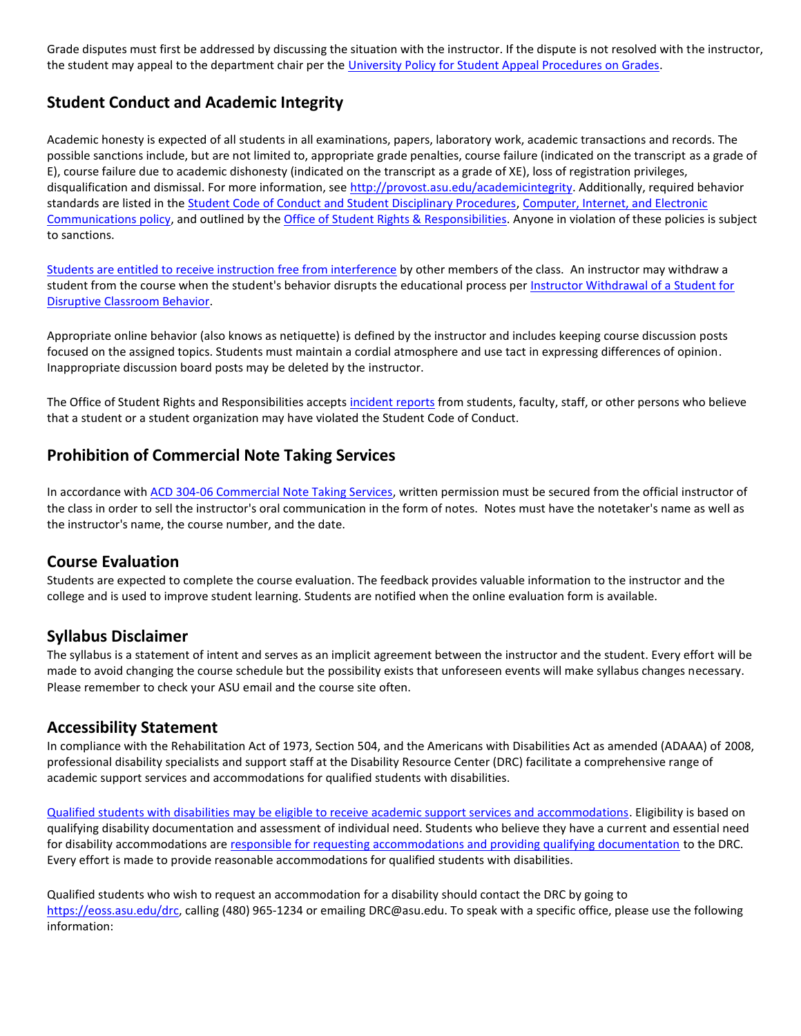Grade disputes must first be addressed by discussing the situation with the instructor. If the dispute is not resolved with the instructor, the student may appeal to the department chair per the University Policy for Student Appeal Procedures on Grades.

## Student Conduct and Academic Integrity

Academic honesty is expected of all students in all examinations, papers, laboratory work, academic transactions and records. The possible sanctions include, but are not limited to, appropriate grade penalties, course failure (indicated on the transcript as a grade of E), course failure due to academic dishonesty (indicated on the transcript as a grade of XE), loss of registration privileges, disqualification and dismissal. For more information, see http://provost.asu.edu/academicintegrity. Additionally, required behavior standards are listed in the Student Code of Conduct and Student Disciplinary Procedures, Computer, Internet, and Electronic Communications policy, and outlined by the Office of Student Rights & Responsibilities. Anyone in violation of these policies is subject to sanctions.

Students are entitled to receive instruction free from interference by other members of the class. An instructor may withdraw a student from the course when the student's behavior disrupts the educational process per Instructor Withdrawal of a Student for Disruptive Classroom Behavior.

Appropriate online behavior (also knows as netiquette) is defined by the instructor and includes keeping course discussion posts focused on the assigned topics. Students must maintain a cordial atmosphere and use tact in expressing differences of opinion. Inappropriate discussion board posts may be deleted by the instructor.

The Office of Student Rights and Responsibilities accepts incident reports from students, faculty, staff, or other persons who believe that a student or a student organization may have violated the Student Code of Conduct.

## Prohibition of Commercial Note Taking Services

In accordance with ACD 304-06 Commercial Note Taking Services, written permission must be secured from the official instructor of the class in order to sell the instructor's oral communication in the form of notes. Notes must have the notetaker's name as well as the instructor's name, the course number, and the date.

## Course Evaluation

Students are expected to complete the course evaluation. The feedback provides valuable information to the instructor and the college and is used to improve student learning. Students are notified when the online evaluation form is available.

## Syllabus Disclaimer

The syllabus is a statement of intent and serves as an implicit agreement between the instructor and the student. Every effort will be made to avoid changing the course schedule but the possibility exists that unforeseen events will make syllabus changes necessary. Please remember to check your ASU email and the course site often.

## Accessibility Statement

In compliance with the Rehabilitation Act of 1973, Section 504, and the Americans with Disabilities Act as amended (ADAAA) of 2008, professional disability specialists and support staff at the Disability Resource Center (DRC) facilitate a comprehensive range of academic support services and accommodations for qualified students with disabilities.

Qualified students with disabilities may be eligible to receive academic support services and accommodations. Eligibility is based on qualifying disability documentation and assessment of individual need. Students who believe they have a current and essential need for disability accommodations are responsible for requesting accommodations and providing qualifying documentation to the DRC. Every effort is made to provide reasonable accommodations for qualified students with disabilities.

Qualified students who wish to request an accommodation for a disability should contact the DRC by going to https://eoss.asu.edu/drc, calling (480) 965-1234 or emailing DRC@asu.edu. To speak with a specific office, please use the following information: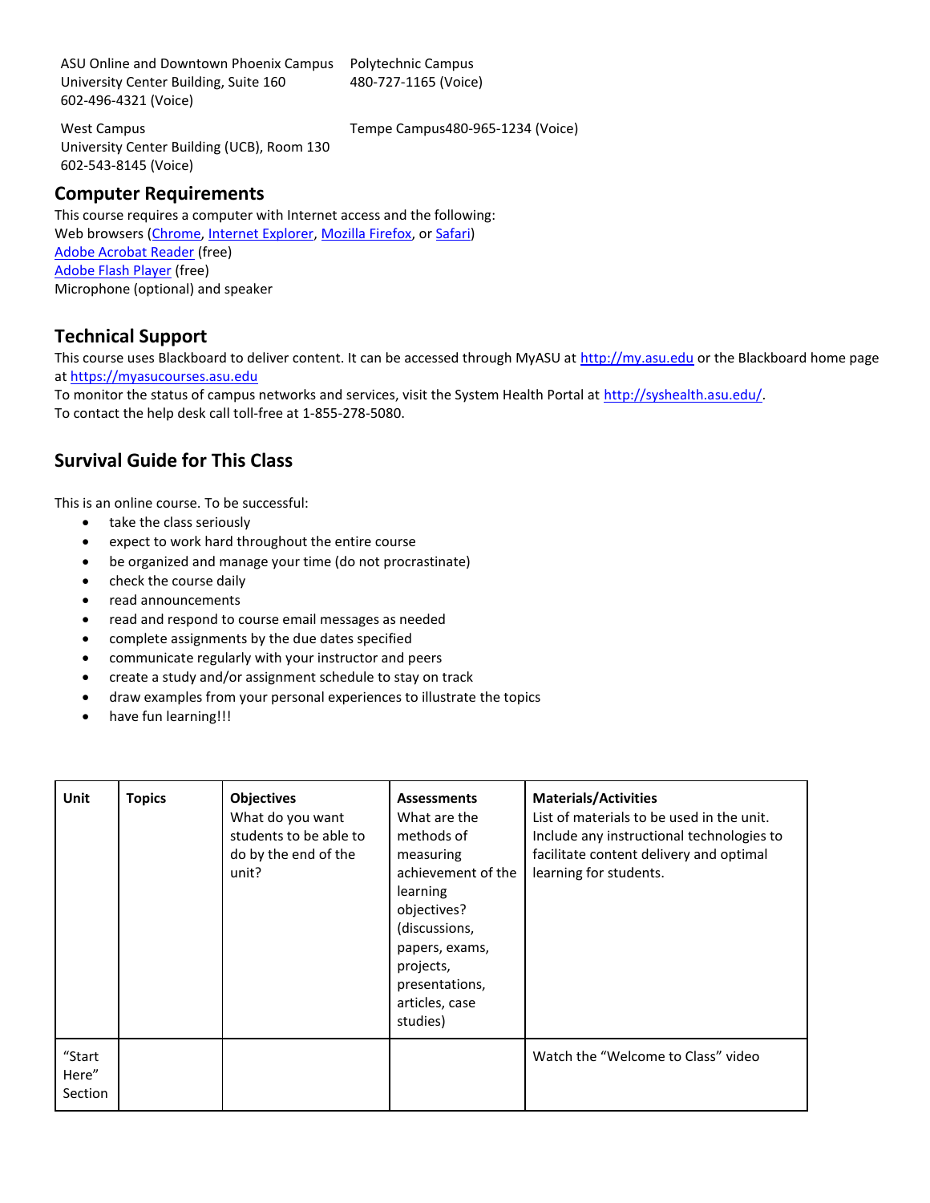ASU Online and Downtown Phoenix Campus
University Center Building, Suite 160
602-496-4321 (Voice)

Polytechnic Campus
480-727-1165 (Voice)

West Campus
University Center Building (UCB), Room 130
602-543-8145 (Voice)

Tempe Campus480-965-1234 (Voice)

## Computer Requirements

This course requires a computer with Internet access and the following:
Web browsers (Chrome, Internet Explorer, Mozilla Firefox, or Safari)
Adobe Acrobat Reader (free)
Adobe Flash Player (free)
Microphone (optional) and speaker

## Technical Support

This course uses Blackboard to deliver content. It can be accessed through MyASU at http://my.asu.edu or the Blackboard home page at https://myasucourses.asu.edu
To monitor the status of campus networks and services, visit the System Health Portal at http://syshealth.asu.edu/.
To contact the help desk call toll-free at 1-855-278-5080.

## Survival Guide for This Class

This is an online course. To be successful:

- take the class seriously
- expect to work hard throughout the entire course
- be organized and manage your time (do not procrastinate)
- check the course daily
- read announcements
- read and respond to course email messages as needed
- complete assignments by the due dates specified
- communicate regularly with your instructor and peers
- create a study and/or assignment schedule to stay on track
- draw examples from your personal experiences to illustrate the topics
- have fun learning!!!

| Unit | Topics | Objectives What do you want students to be able to do by the end of the unit? | Assessments What are the methods of measuring achievement of the learning objectives? (discussions, papers, exams, projects, presentations, articles, case studies) | Materials/Activities List of materials to be used in the unit. Include any instructional technologies to facilitate content delivery and optimal learning for students. |
|---|---|---|---|---|
| "Start Here" Section | | | | Watch the "Welcome to Class" video |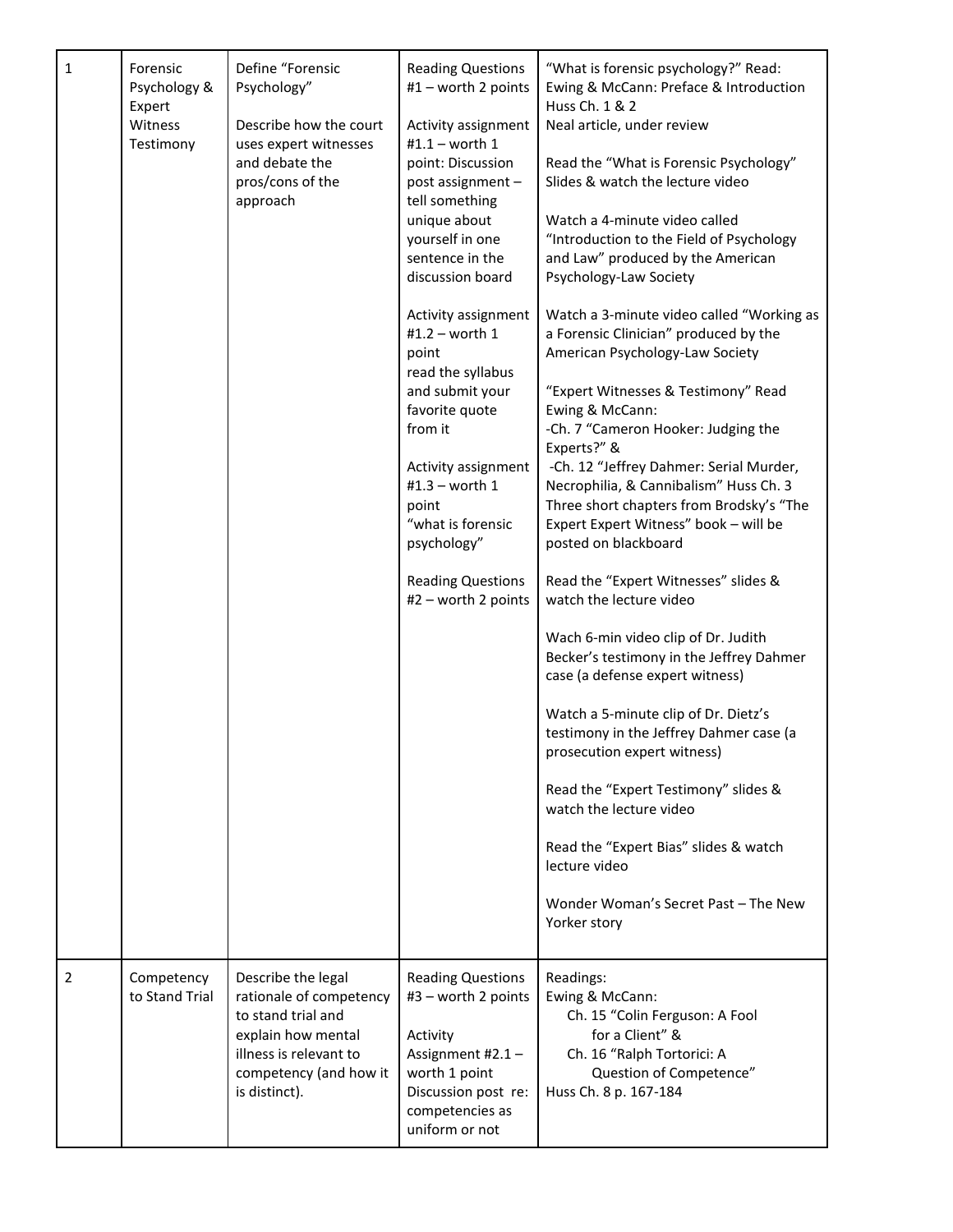| | | | | |
|---|---|---|---|---|
| 1 | Forensic Psychology & Expert Witness Testimony | Define "Forensic Psychology"<br><br>Describe how the court uses expert witnesses and debate the pros/cons of the approach | Reading Questions #1 – worth 2 points<br><br>Activity assignment #1.1 – worth 1 point: Discussion post assignment – tell something unique about yourself in one sentence in the discussion board<br><br>Activity assignment #1.2 – worth 1 point read the syllabus and submit your favorite quote from it<br><br>Activity assignment #1.3 – worth 1 point "what is forensic psychology"<br><br>Reading Questions #2 – worth 2 points | "What is forensic psychology?" Read: Ewing & McCann: Preface & Introduction Huss Ch. 1 & 2 Neal article, under review<br><br>Read the "What is Forensic Psychology" Slides & watch the lecture video<br><br>Watch a 4-minute video called "Introduction to the Field of Psychology and Law" produced by the American Psychology-Law Society<br><br>Watch a 3-minute video called "Working as a Forensic Clinician" produced by the American Psychology-Law Society<br><br>"Expert Witnesses & Testimony" Read Ewing & McCann:<br>-Ch. 7 "Cameron Hooker: Judging the Experts?" &<br>-Ch. 12 "Jeffrey Dahmer: Serial Murder, Necrophilia, & Cannibalism" Huss Ch. 3 Three short chapters from Brodsky's "The Expert Expert Witness" book – will be posted on blackboard<br><br>Read the "Expert Witnesses" slides & watch the lecture video<br><br>Wach 6-min video clip of Dr. Judith Becker's testimony in the Jeffrey Dahmer case (a defense expert witness)<br><br>Watch a 5-minute clip of Dr. Dietz's testimony in the Jeffrey Dahmer case (a prosecution expert witness)<br><br>Read the "Expert Testimony" slides & watch the lecture video<br><br>Read the "Expert Bias" slides & watch lecture video<br><br>Wonder Woman's Secret Past – The New Yorker story |
| 2 | Competency to Stand Trial | Describe the legal rationale of competency to stand trial and explain how mental illness is relevant to competency (and how it is distinct). | Reading Questions #3 – worth 2 points<br><br>Activity Assignment #2.1 – worth 1 point Discussion post re: competencies as uniform or not | Readings:<br>Ewing & McCann:<br>Ch. 15 "Colin Ferguson: A Fool for a Client" &<br>Ch. 16 "Ralph Tortorici: A Question of Competence"<br>Huss Ch. 8 p. 167-184 |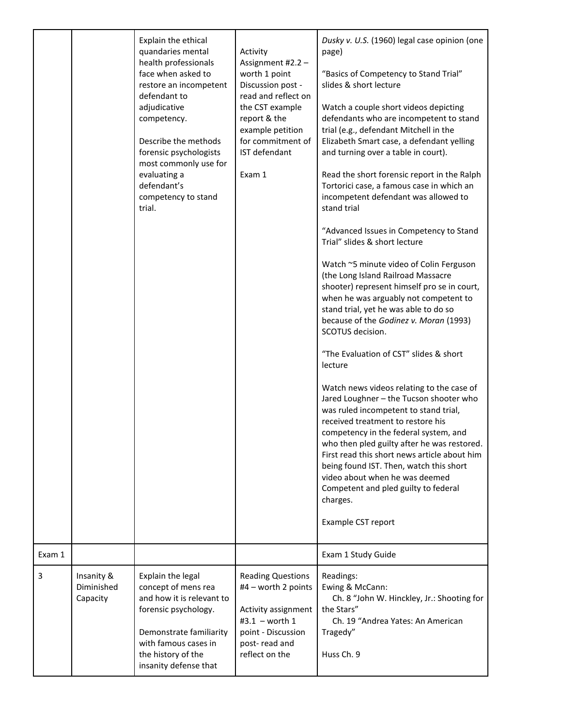| | | | | |
|---|---|---|---|---|
| | | Explain the ethical quandaries mental health professionals face when asked to restore an incompetent defendant to adjudicative competency.<br><br>Describe the methods forensic psychologists most commonly use for evaluating a defendant's competency to stand trial. | Activity Assignment #2.2 – worth 1 point Discussion post - read and reflect on the CST example report & the example petition for commitment of IST defendant<br><br>Exam 1 | *Dusky v. U.S.* (1960) legal case opinion (one page)<br><br>"Basics of Competency to Stand Trial" slides & short lecture<br><br>Watch a couple short videos depicting defendants who are incompetent to stand trial (e.g., defendant Mitchell in the Elizabeth Smart case, a defendant yelling and turning over a table in court).<br><br>Read the short forensic report in the Ralph Tortorici case, a famous case in which an incompetent defendant was allowed to stand trial<br><br>"Advanced Issues in Competency to Stand Trial" slides & short lecture<br><br>Watch ~5 minute video of Colin Ferguson (the Long Island Railroad Massacre shooter) represent himself pro se in court, when he was arguably not competent to stand trial, yet he was able to do so because of the *Godinez v. Moran* (1993) SCOTUS decision.<br><br>"The Evaluation of CST" slides & short lecture<br><br>Watch news videos relating to the case of Jared Loughner – the Tucson shooter who was ruled incompetent to stand trial, received treatment to restore his competency in the federal system, and who then pled guilty after he was restored. First read this short news article about him being found IST. Then, watch this short video about when he was deemed Competent and pled guilty to federal charges.<br><br>Example CST report |
| Exam 1 | | | | Exam 1 Study Guide |
| 3 | Insanity & Diminished Capacity | Explain the legal concept of mens rea and how it is relevant to forensic psychology.<br><br>Demonstrate familiarity with famous cases in the history of the insanity defense that | Reading Questions #4 – worth 2 points<br><br>Activity assignment #3.1 – worth 1 point - Discussion post- read and reflect on the | Readings:<br>Ewing & McCann:<br>Ch. 8 "John W. Hinckley, Jr.: Shooting for the Stars"<br>Ch. 19 "Andrea Yates: An American Tragedy"<br><br>Huss Ch. 9 |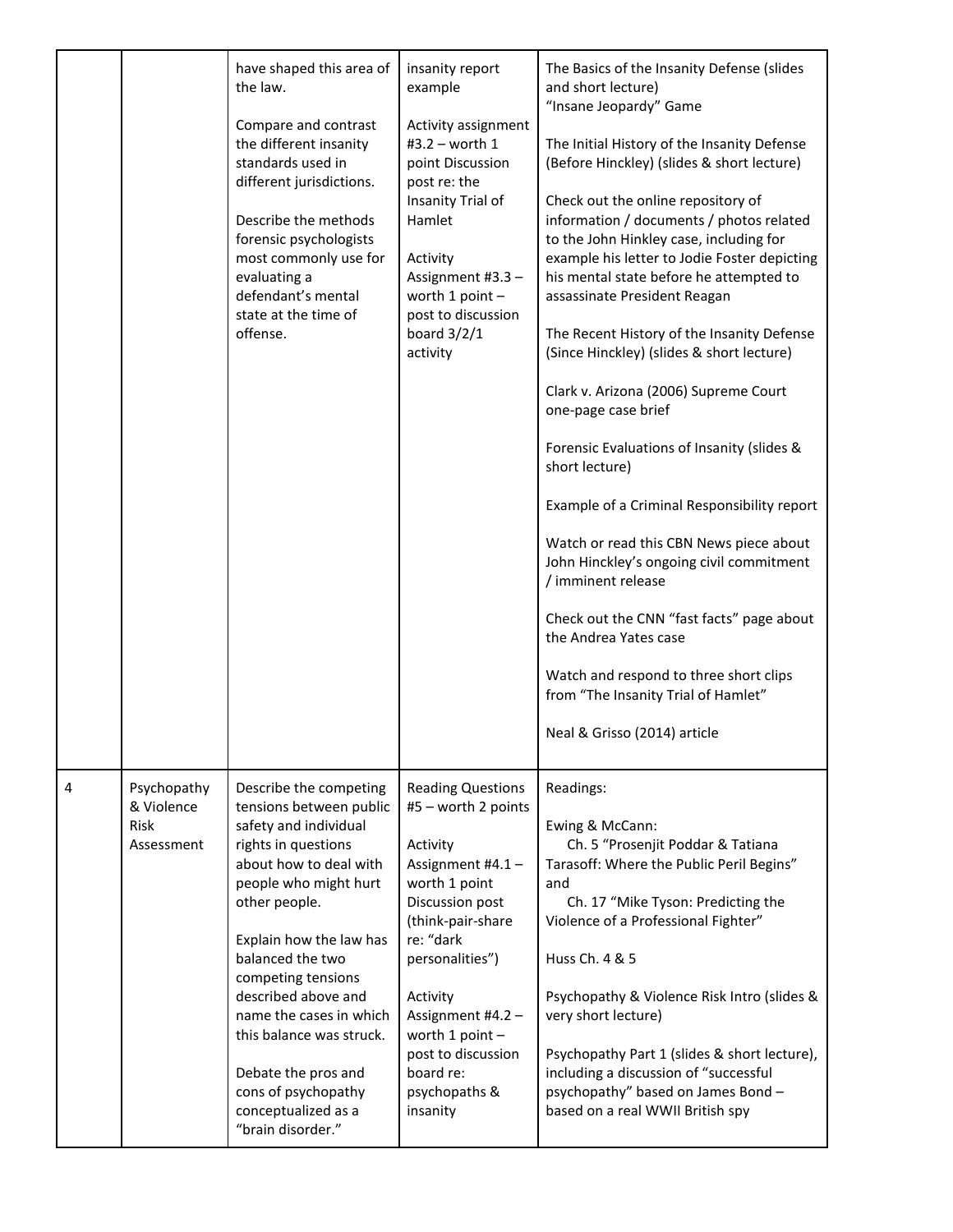| | | | | |
|---|---|---|---|---|
| | | have shaped this area of the law.<br><br>Compare and contrast the different insanity standards used in different jurisdictions.<br><br>Describe the methods forensic psychologists most commonly use for evaluating a defendant's mental state at the time of offense. | insanity report example<br><br>Activity assignment #3.2 – worth 1 point Discussion post re: the Insanity Trial of Hamlet<br><br>Activity Assignment #3.3 – worth 1 point – post to discussion board 3/2/1 activity | The Basics of the Insanity Defense (slides and short lecture)<br>"Insane Jeopardy" Game<br><br>The Initial History of the Insanity Defense (Before Hinckley) (slides & short lecture)<br><br>Check out the online repository of information / documents / photos related to the John Hinkley case, including for example his letter to Jodie Foster depicting his mental state before he attempted to assassinate President Reagan<br><br>The Recent History of the Insanity Defense (Since Hinckley) (slides & short lecture)<br><br>Clark v. Arizona (2006) Supreme Court one-page case brief<br><br>Forensic Evaluations of Insanity (slides & short lecture)<br><br>Example of a Criminal Responsibility report<br><br>Watch or read this CBN News piece about John Hinckley's ongoing civil commitment / imminent release<br><br>Check out the CNN "fast facts" page about the Andrea Yates case<br><br>Watch and respond to three short clips from "The Insanity Trial of Hamlet"<br><br>Neal & Grisso (2014) article |
| 4 | Psychopathy & Violence Risk Assessment | Describe the competing tensions between public safety and individual rights in questions about how to deal with people who might hurt other people.<br><br>Explain how the law has balanced the two competing tensions described above and name the cases in which this balance was struck.<br><br>Debate the pros and cons of psychopathy conceptualized as a "brain disorder." | Reading Questions #5 – worth 2 points<br><br>Activity Assignment #4.1 – worth 1 point Discussion post (think-pair-share re: "dark personalities")<br><br>Activity Assignment #4.2 – worth 1 point – post to discussion board re: psychopaths & insanity | Readings:<br><br>Ewing & McCann:<br>Ch. 5 "Prosenjit Poddar & Tatiana Tarasoff: Where the Public Peril Begins" and<br>Ch. 17 "Mike Tyson: Predicting the Violence of a Professional Fighter"<br><br>Huss Ch. 4 & 5<br><br>Psychopathy & Violence Risk Intro (slides & very short lecture)<br><br>Psychopathy Part 1 (slides & short lecture), including a discussion of "successful psychopathy" based on James Bond – based on a real WWII British spy |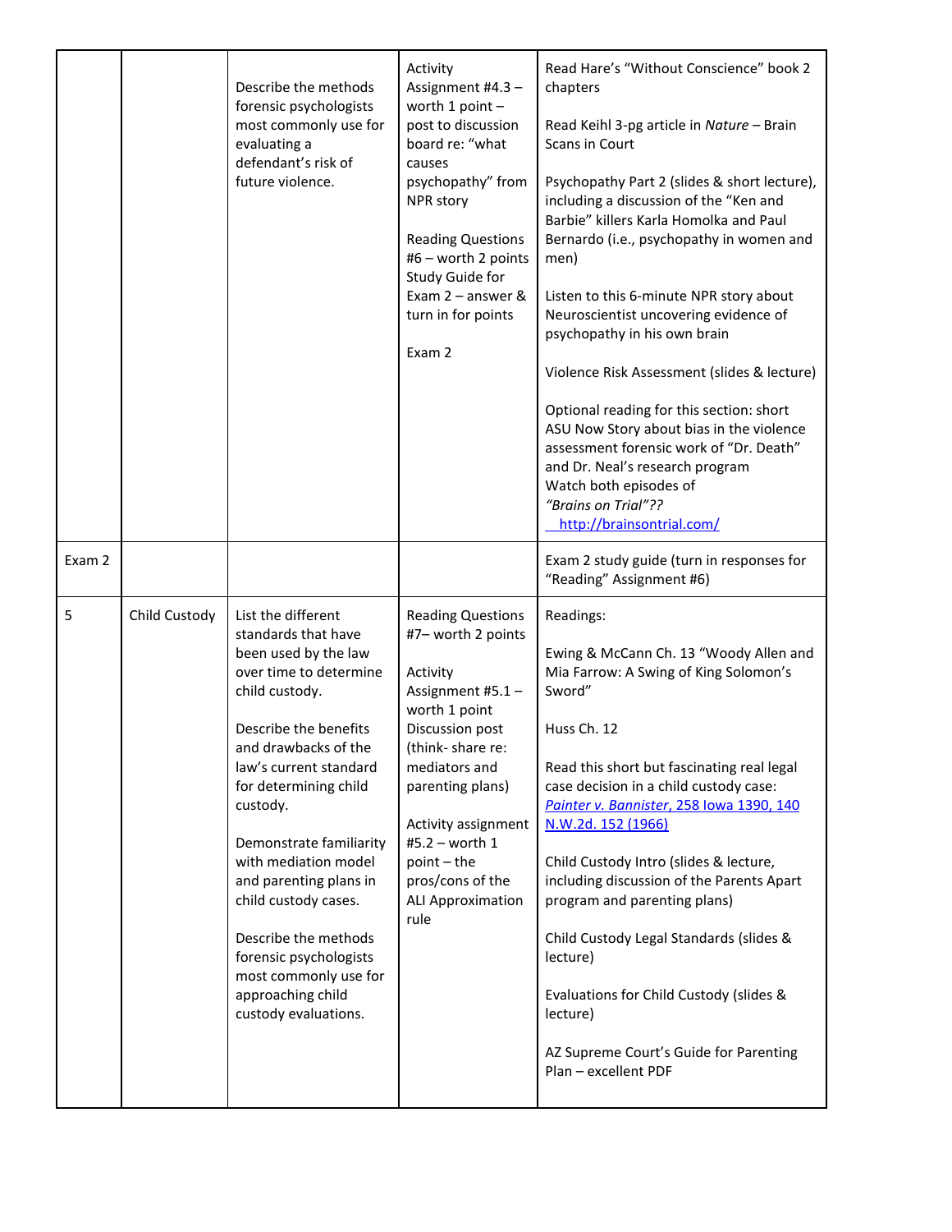| | | | | |
|---|---|---|---|---|
| | | Describe the methods forensic psychologists most commonly use for evaluating a defendant's risk of future violence. | Activity Assignment #4.3 – worth 1 point – post to discussion board re: "what causes psychopathy" from NPR story<br><br>Reading Questions #6 – worth 2 points Study Guide for Exam 2 – answer & turn in for points<br><br>Exam 2 | Read Hare's "Without Conscience" book 2 chapters<br><br>Read Keihl 3-pg article in *Nature* – Brain Scans in Court<br><br>Psychopathy Part 2 (slides & short lecture), including a discussion of the "Ken and Barbie" killers Karla Homolka and Paul Bernardo (i.e., psychopathy in women and men)<br><br>Listen to this 6-minute NPR story about Neuroscientist uncovering evidence of psychopathy in his own brain<br><br>Violence Risk Assessment (slides & lecture)<br><br>Optional reading for this section: short ASU Now Story about bias in the violence assessment forensic work of "Dr. Death" and Dr. Neal's research program<br>Watch both episodes of *"Brains on Trial"??*<br>http://brainsontrial.com/ |
| Exam 2 | | | | Exam 2 study guide (turn in responses for "Reading" Assignment #6) |
| 5 | Child Custody | List the different standards that have been used by the law over time to determine child custody.<br><br>Describe the benefits and drawbacks of the law's current standard for determining child custody.<br><br>Demonstrate familiarity with mediation model and parenting plans in child custody cases.<br><br>Describe the methods forensic psychologists most commonly use for approaching child custody evaluations. | Reading Questions #7– worth 2 points<br><br>Activity Assignment #5.1 – worth 1 point Discussion post (think- share re: mediators and parenting plans)<br><br>Activity assignment #5.2 – worth 1 point – the pros/cons of the ALI Approximation rule | Readings:<br><br>Ewing & McCann Ch. 13 "Woody Allen and Mia Farrow: A Swing of King Solomon's Sword"<br><br>Huss Ch. 12<br><br>Read this short but fascinating real legal case decision in a child custody case: *Painter v. Bannister*, 258 Iowa 1390, 140 N.W.2d. 152 (1966)<br><br>Child Custody Intro (slides & lecture, including discussion of the Parents Apart program and parenting plans)<br><br>Child Custody Legal Standards (slides & lecture)<br><br>Evaluations for Child Custody (slides & lecture)<br><br>AZ Supreme Court's Guide for Parenting Plan – excellent PDF |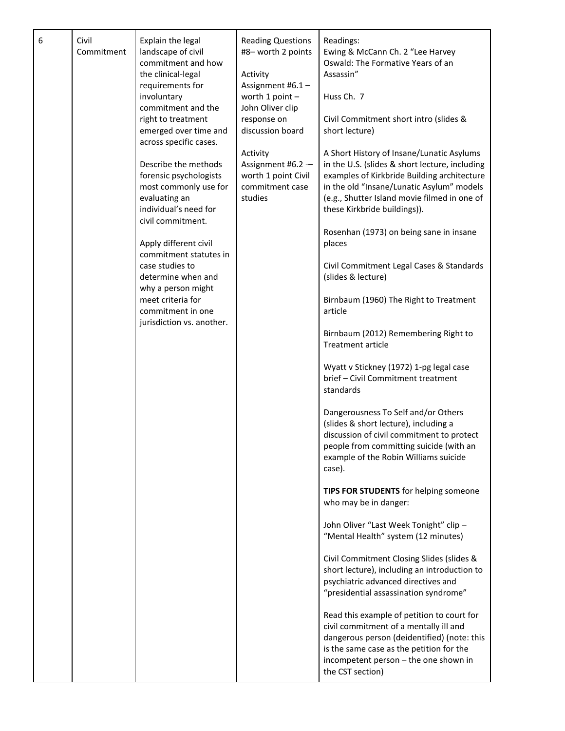| 6 | Civil Commitment | Explain the legal landscape of civil commitment and how the clinical-legal requirements for involuntary commitment and the right to treatment emerged over time and across specific cases.<br><br>Describe the methods forensic psychologists most commonly use for evaluating an individual's need for civil commitment.<br><br>Apply different civil commitment statutes in case studies to determine when and why a person might meet criteria for commitment in one jurisdiction vs. another. | Reading Questions #8– worth 2 points<br><br>Activity Assignment #6.1 – worth 1 point – John Oliver clip response on discussion board<br><br>Activity Assignment #6.2 -– worth 1 point Civil commitment case studies | Readings:<br>Ewing & McCann Ch. 2 "Lee Harvey Oswald: The Formative Years of an Assassin"<br><br>Huss Ch. 7<br><br>Civil Commitment short intro (slides & short lecture)<br><br>A Short History of Insane/Lunatic Asylums in the U.S. (slides & short lecture, including examples of Kirkbride Building architecture in the old "Insane/Lunatic Asylum" models (e.g., Shutter Island movie filmed in one of these Kirkbride buildings)).<br><br>Rosenhan (1973) on being sane in insane places<br><br>Civil Commitment Legal Cases & Standards (slides & lecture)<br><br>Birnbaum (1960) The Right to Treatment article<br><br>Birnbaum (2012) Remembering Right to Treatment article<br><br>Wyatt v Stickney (1972) 1-pg legal case brief – Civil Commitment treatment standards<br><br>Dangerousness To Self and/or Others (slides & short lecture), including a discussion of civil commitment to protect people from committing suicide (with an example of the Robin Williams suicide case).<br><br>**TIPS FOR STUDENTS** for helping someone who may be in danger:<br><br>John Oliver "Last Week Tonight" clip – "Mental Health" system (12 minutes)<br><br>Civil Commitment Closing Slides (slides & short lecture), including an introduction to psychiatric advanced directives and "presidential assassination syndrome"<br><br>Read this example of petition to court for civil commitment of a mentally ill and dangerous person (deidentified) (note: this is the same case as the petition for the incompetent person – the one shown in the CST section) |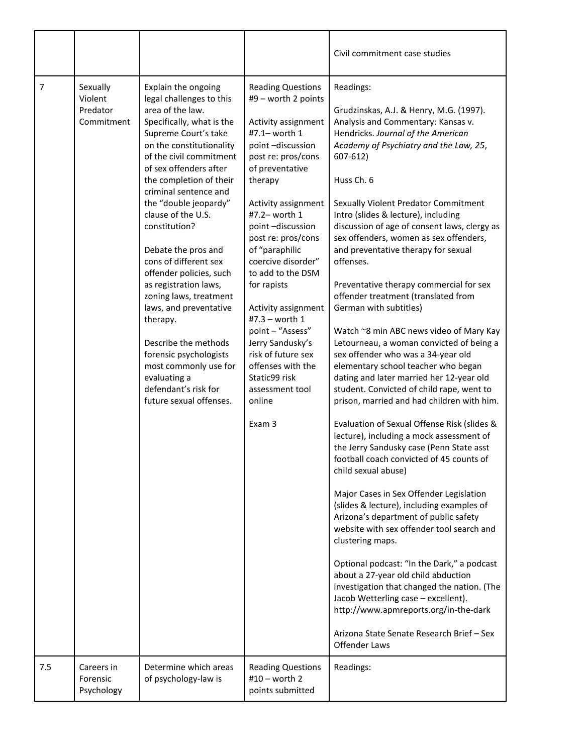| | | | | |
|---|---|---|---|---|
| | | | | Civil commitment case studies |
| 7 | Sexually Violent Predator Commitment | Explain the ongoing legal challenges to this area of the law. Specifically, what is the Supreme Court's take on the constitutionality of the civil commitment of sex offenders after the completion of their criminal sentence and the "double jeopardy" clause of the U.S. constitution?<br><br>Debate the pros and cons of different sex offender policies, such as registration laws, zoning laws, treatment laws, and preventative therapy.<br><br>Describe the methods forensic psychologists most commonly use for evaluating a defendant's risk for future sexual offenses. | Reading Questions #9 – worth 2 points<br><br>Activity assignment #7.1– worth 1 point –discussion post re: pros/cons of preventative therapy<br><br>Activity assignment #7.2– worth 1 point –discussion post re: pros/cons of "paraphilic coercive disorder" to add to the DSM for rapists<br><br>Activity assignment #7.3 – worth 1 point – "Assess" Jerry Sandusky's risk of future sex offenses with the Static99 risk assessment tool online<br><br>Exam 3 | Readings:<br><br>Grudzinskas, A.J. & Henry, M.G. (1997). Analysis and Commentary: Kansas v. Hendricks. *Journal of the American Academy of Psychiatry and the Law, 25*, 607-612)<br><br>Huss Ch. 6<br><br>Sexually Violent Predator Commitment Intro (slides & lecture), including discussion of age of consent laws, clergy as sex offenders, women as sex offenders, and preventative therapy for sexual offenses.<br><br>Preventative therapy commercial for sex offender treatment (translated from German with subtitles)<br><br>Watch ~8 min ABC news video of Mary Kay Letourneau, a woman convicted of being a sex offender who was a 34-year old elementary school teacher who began dating and later married her 12-year old student. Convicted of child rape, went to prison, married and had children with him.<br><br>Evaluation of Sexual Offense Risk (slides & lecture), including a mock assessment of the Jerry Sandusky case (Penn State asst football coach convicted of 45 counts of child sexual abuse)<br><br>Major Cases in Sex Offender Legislation (slides & lecture), including examples of Arizona's department of public safety website with sex offender tool search and clustering maps.<br><br>Optional podcast: "In the Dark," a podcast about a 27-year old child abduction investigation that changed the nation. (The Jacob Wetterling case – excellent). http://www.apmreports.org/in-the-dark<br><br>Arizona State Senate Research Brief – Sex Offender Laws |
| 7.5 | Careers in Forensic Psychology | Determine which areas of psychology-law is | Reading Questions #10 – worth 2 points submitted | Readings: |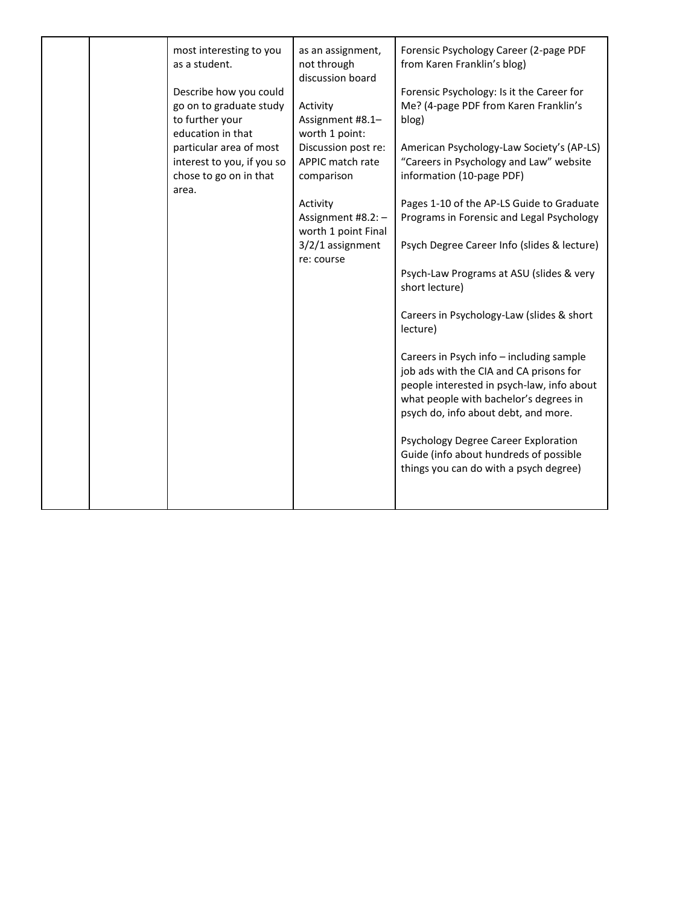| | | | | |
|---|---|---|---|---|
| | | most interesting to you as a student.<br><br>Describe how you could go on to graduate study to further your education in that particular area of most interest to you, if you so chose to go on in that area. | as an assignment, not through discussion board<br><br>Activity Assignment #8.1– worth 1 point: Discussion post re: APPIC match rate comparison<br><br>Activity Assignment #8.2: – worth 1 point Final 3/2/1 assignment re: course | Forensic Psychology Career (2-page PDF from Karen Franklin's blog)<br><br>Forensic Psychology: Is it the Career for Me? (4-page PDF from Karen Franklin's blog)<br><br>American Psychology-Law Society's (AP-LS) "Careers in Psychology and Law" website information (10-page PDF)<br><br>Pages 1-10 of the AP-LS Guide to Graduate Programs in Forensic and Legal Psychology<br><br>Psych Degree Career Info (slides & lecture)<br><br>Psych-Law Programs at ASU (slides & very short lecture)<br><br>Careers in Psychology-Law (slides & short lecture)<br><br>Careers in Psych info – including sample job ads with the CIA and CA prisons for people interested in psych-law, info about what people with bachelor's degrees in psych do, info about debt, and more.<br><br>Psychology Degree Career Exploration Guide (info about hundreds of possible things you can do with a psych degree) |